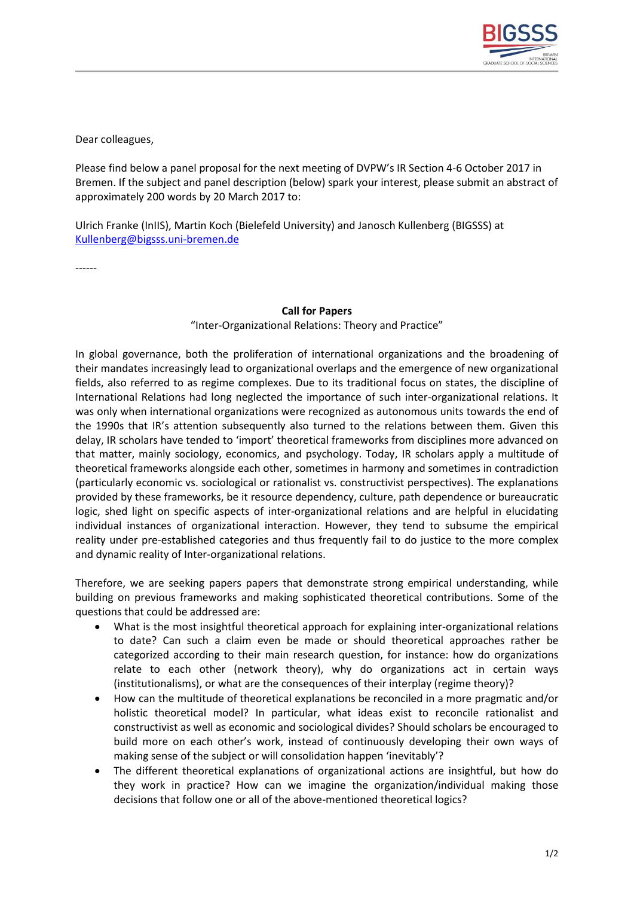Dear colleagues,

Please find below a panel proposal for the next meeting of DVPW's IR Section 4-6 October 2017 in Bremen. If the subject and panel description (below) spark your interest, please submit an abstract of approximately 200 words by 20 March 2017 to:

Ulrich Franke (InIIS), Martin Koch (Bielefeld University) and Janosch Kullenberg (BIGSSS) at [Kullenberg@bigsss.uni-bremen.de](mailto:Kullenberg@bigsss.uni-bremen.de)

------

**Call for Papers**

"Inter-Organizational Relations: Theory and Practice"

In global governance, both the proliferation of international organizations and the broadening of their mandates increasingly lead to organizational overlaps and the emergence of new organizational fields, also referred to as regime complexes. Due to its traditional focus on states, the discipline of International Relations had long neglected the importance of such inter-organizational relations. It was only when international organizations were recognized as autonomous units towards the end of the 1990s that IR's attention subsequently also turned to the relations between them. Given this delay, IR scholars have tended to 'import' theoretical frameworks from disciplines more advanced on that matter, mainly sociology, economics, and psychology. Today, IR scholars apply a multitude of theoretical frameworks alongside each other, sometimes in harmony and sometimes in contradiction (particularly economic vs. sociological or rationalist vs. constructivist perspectives). The explanations provided by these frameworks, be it resource dependency, culture, path dependence or bureaucratic logic, shed light on specific aspects of inter-organizational relations and are helpful in elucidating individual instances of organizational interaction. However, they tend to subsume the empirical reality under pre-established categories and thus frequently fail to do justice to the more complex and dynamic reality of Inter-organizational relations.

Therefore, we are seeking papers papers that demonstrate strong empirical understanding, while building on previous frameworks and making sophisticated theoretical contributions. Some of the questions that could be addressed are:

- What is the most insightful theoretical approach for explaining inter-organizational relations to date? Can such a claim even be made or should theoretical approaches rather be categorized according to their main research question, for instance: how do organizations relate to each other (network theory), why do organizations act in certain ways (institutionalisms), or what are the consequences of their interplay (regime theory)?
- How can the multitude of theoretical explanations be reconciled in a more pragmatic and/or holistic theoretical model? In particular, what ideas exist to reconcile rationalist and constructivist as well as economic and sociological divides? Should scholars be encouraged to build more on each other's work, instead of continuously developing their own ways of making sense of the subject or will consolidation happen 'inevitably'?
- The different theoretical explanations of organizational actions are insightful, but how do they work in practice? How can we imagine the organization/individual making those decisions that follow one or all of the above-mentioned theoretical logics?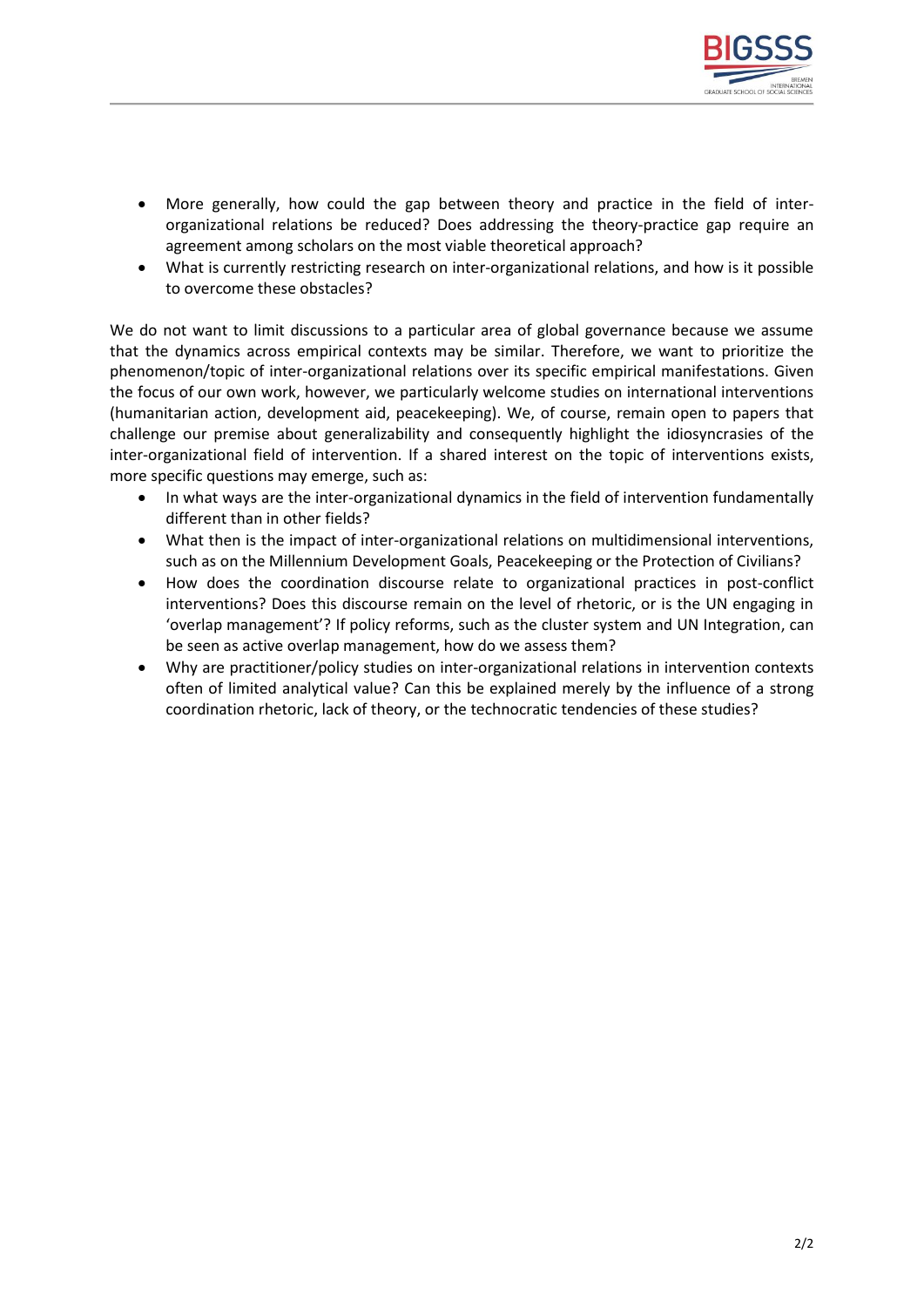- More generally, how could the gap between theory and practice in the field of inter-organizational relations be reduced? Does addressing the theory-practice gap require an agreement among scholars on the most viable theoretical approach?
- What is currently restricting research on inter-organizational relations, and how is it possible to overcome these obstacles?

We do not want to limit discussions to a particular area of global governance because we assume that the dynamics across empirical contexts may be similar. Therefore, we want to prioritize the phenomenon/topic of inter-organizational relations over its specific empirical manifestations. Given the focus of our own work, however, we particularly welcome studies on international interventions (humanitarian action, development aid, peacekeeping). We, of course, remain open to papers that challenge our premise about generalizability and consequently highlight the idiosyncrasies of the inter-organizational field of intervention. If a shared interest on the topic of interventions exists, more specific questions may emerge, such as:

- In what ways are the inter-organizational dynamics in the field of intervention fundamentally different than in other fields?
- What then is the impact of inter-organizational relations on multidimensional interventions, such as on the Millennium Development Goals, Peacekeeping or the Protection of Civilians?
- How does the coordination discourse relate to organizational practices in post-conflict interventions? Does this discourse remain on the level of rhetoric, or is the UN engaging in 'overlap management'? If policy reforms, such as the cluster system and UN Integration, can be seen as active overlap management, how do we assess them?
- Why are practitioner/policy studies on inter-organizational relations in intervention contexts often of limited analytical value? Can this be explained merely by the influence of a strong coordination rhetoric, lack of theory, or the technocratic tendencies of these studies?